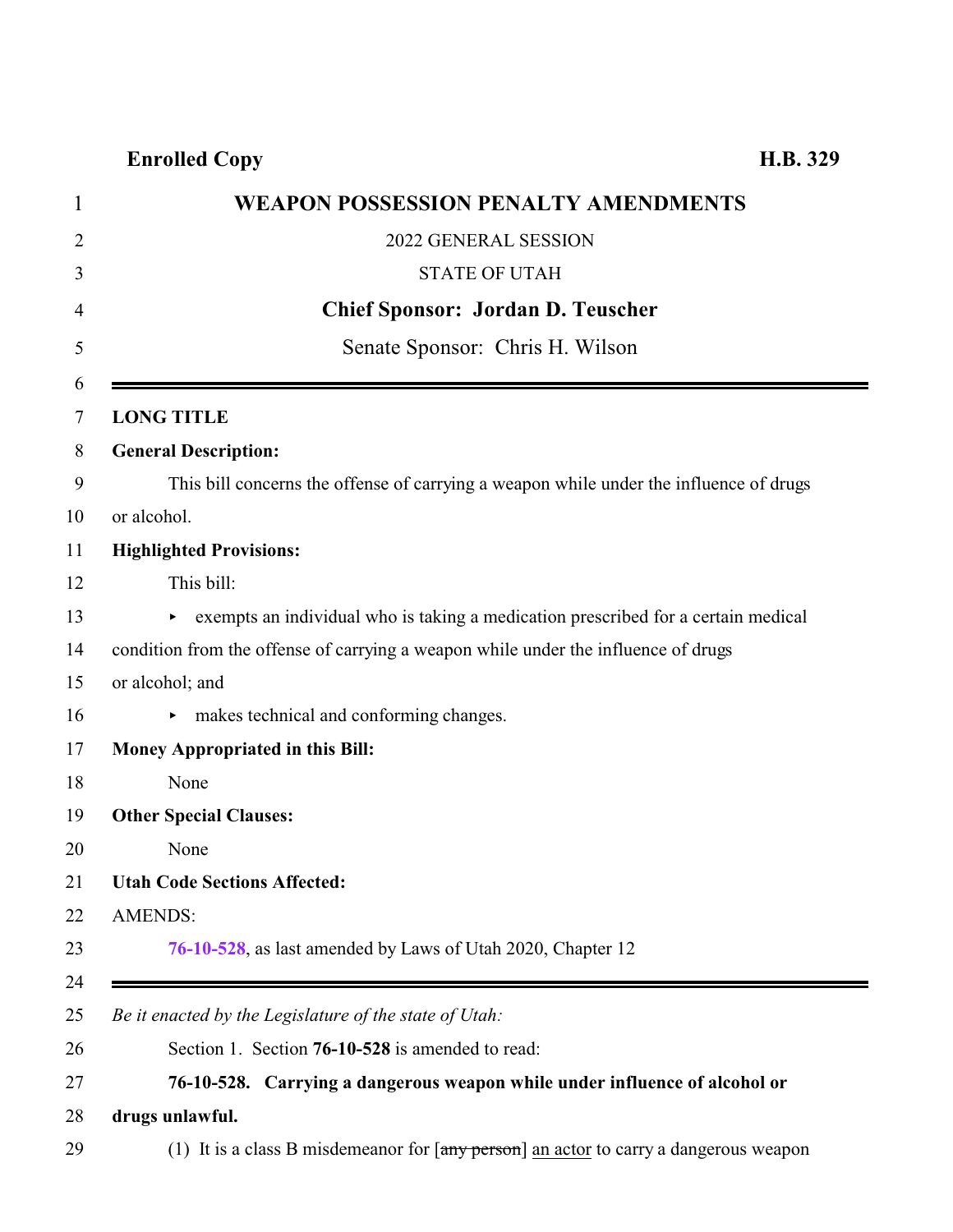**Enrolled Copy** **H.B. 329**

# WEAPON POSSESSION PENALTY AMENDMENTS

2022 GENERAL SESSION

STATE OF UTAH

**Chief Sponsor: Jordan D. Teuscher**

Senate Sponsor: Chris H. Wilson

---

**LONG TITLE**

**General Description:**

This bill concerns the offense of carrying a weapon while under the influence of drugs or alcohol.

**Highlighted Provisions:**

This bill:

- exempts an individual who is taking a medication prescribed for a certain medical condition from the offense of carrying a weapon while under the influence of drugs or alcohol; and
- makes technical and conforming changes.

**Money Appropriated in this Bill:**

None

**Other Special Clauses:**

None

**Utah Code Sections Affected:**

AMENDS:

**76-10-528**, as last amended by Laws of Utah 2020, Chapter 12

---

*Be it enacted by the Legislature of the state of Utah:*

Section 1. Section **76-10-528** is amended to read:

**76-10-528. Carrying a dangerous weapon while under influence of alcohol or drugs unlawful.**

(1) It is a class B misdemeanor for [~~any person~~] an actor to carry a dangerous weapon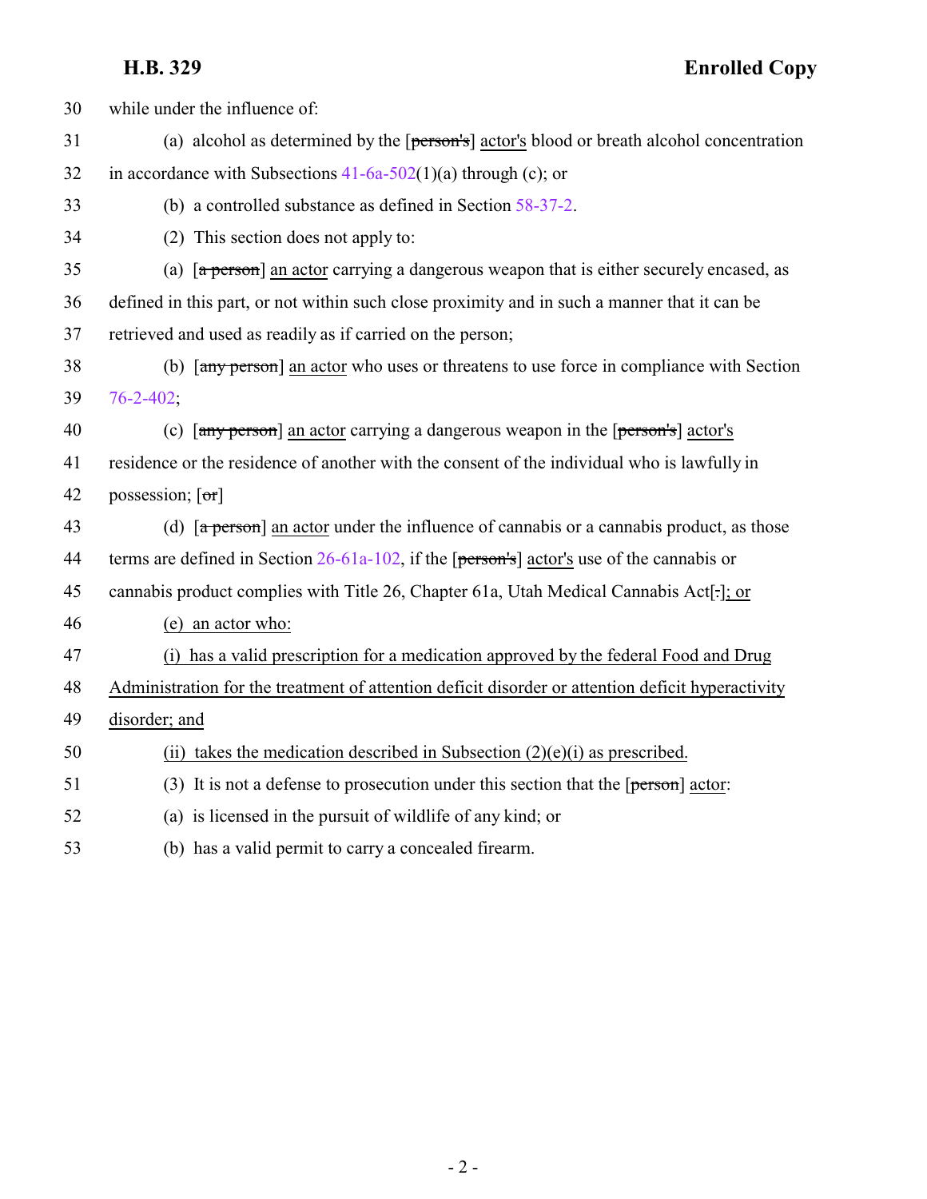30 while under the influence of:

31 (a) alcohol as determined by the [~~person's~~] <u>actor's</u> blood or breath alcohol concentration

32 in accordance with Subsections 41-6a-502(1)(a) through (c); or

33 (b) a controlled substance as defined in Section 58-37-2.

34 (2) This section does not apply to:

35 (a) [~~a person~~] <u>an actor</u> carrying a dangerous weapon that is either securely encased, as

36 defined in this part, or not within such close proximity and in such a manner that it can be

37 retrieved and used as readily as if carried on the person;

38 (b) [~~any person~~] <u>an actor</u> who uses or threatens to use force in compliance with Section

39 76-2-402;

40 (c) [~~any person~~] <u>an actor</u> carrying a dangerous weapon in the [~~person's~~] <u>actor's</u>

41 residence or the residence of another with the consent of the individual who is lawfully in

42 possession; [~~or~~]

43 (d) [~~a person~~] <u>an actor</u> under the influence of cannabis or a cannabis product, as those

44 terms are defined in Section 26-61a-102, if the [~~person's~~] <u>actor's</u> use of the cannabis or

45 cannabis product complies with Title 26, Chapter 61a, Utah Medical Cannabis Act[~~.~~]<u>; or</u>

46 <u>(e) an actor who:</u>

47 <u>(i) has a valid prescription for a medication approved by the federal Food and Drug</u>

48 <u>Administration for the treatment of attention deficit disorder or attention deficit hyperactivity</u>

49 <u>disorder; and</u>

50 <u>(ii) takes the medication described in Subsection (2)(e)(i) as prescribed.</u>

51 (3) It is not a defense to prosecution under this section that the [~~person~~] <u>actor</u>:

52 (a) is licensed in the pursuit of wildlife of any kind; or

53 (b) has a valid permit to carry a concealed firearm.